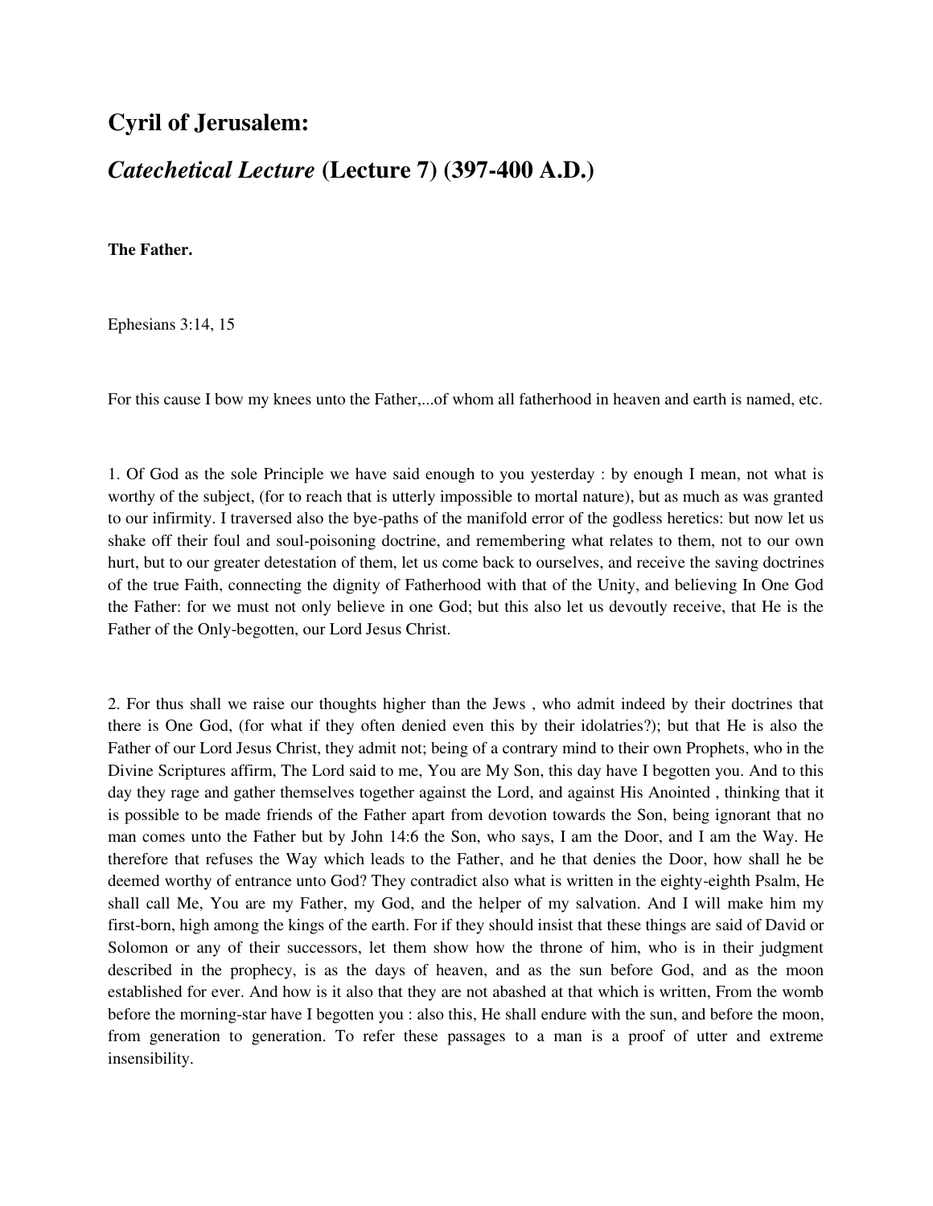# Cyril of Jerusalem:

## *Catechetical Lecture* (Lecture 7) (397-400 A.D.)

**The Father.**

Ephesians 3:14, 15

For this cause I bow my knees unto the Father,...of whom all fatherhood in heaven and earth is named, etc.

1. Of God as the sole Principle we have said enough to you yesterday : by enough I mean, not what is worthy of the subject, (for to reach that is utterly impossible to mortal nature), but as much as was granted to our infirmity. I traversed also the bye-paths of the manifold error of the godless heretics: but now let us shake off their foul and soul-poisoning doctrine, and remembering what relates to them, not to our own hurt, but to our greater detestation of them, let us come back to ourselves, and receive the saving doctrines of the true Faith, connecting the dignity of Fatherhood with that of the Unity, and believing In One God the Father: for we must not only believe in one God; but this also let us devoutly receive, that He is the Father of the Only-begotten, our Lord Jesus Christ.

2. For thus shall we raise our thoughts higher than the Jews , who admit indeed by their doctrines that there is One God, (for what if they often denied even this by their idolatries?); but that He is also the Father of our Lord Jesus Christ, they admit not; being of a contrary mind to their own Prophets, who in the Divine Scriptures affirm, The Lord said to me, You are My Son, this day have I begotten you. And to this day they rage and gather themselves together against the Lord, and against His Anointed , thinking that it is possible to be made friends of the Father apart from devotion towards the Son, being ignorant that no man comes unto the Father but by John 14:6 the Son, who says, I am the Door, and I am the Way. He therefore that refuses the Way which leads to the Father, and he that denies the Door, how shall he be deemed worthy of entrance unto God? They contradict also what is written in the eighty-eighth Psalm, He shall call Me, You are my Father, my God, and the helper of my salvation. And I will make him my first-born, high among the kings of the earth. For if they should insist that these things are said of David or Solomon or any of their successors, let them show how the throne of him, who is in their judgment described in the prophecy, is as the days of heaven, and as the sun before God, and as the moon established for ever. And how is it also that they are not abashed at that which is written, From the womb before the morning-star have I begotten you : also this, He shall endure with the sun, and before the moon, from generation to generation. To refer these passages to a man is a proof of utter and extreme insensibility.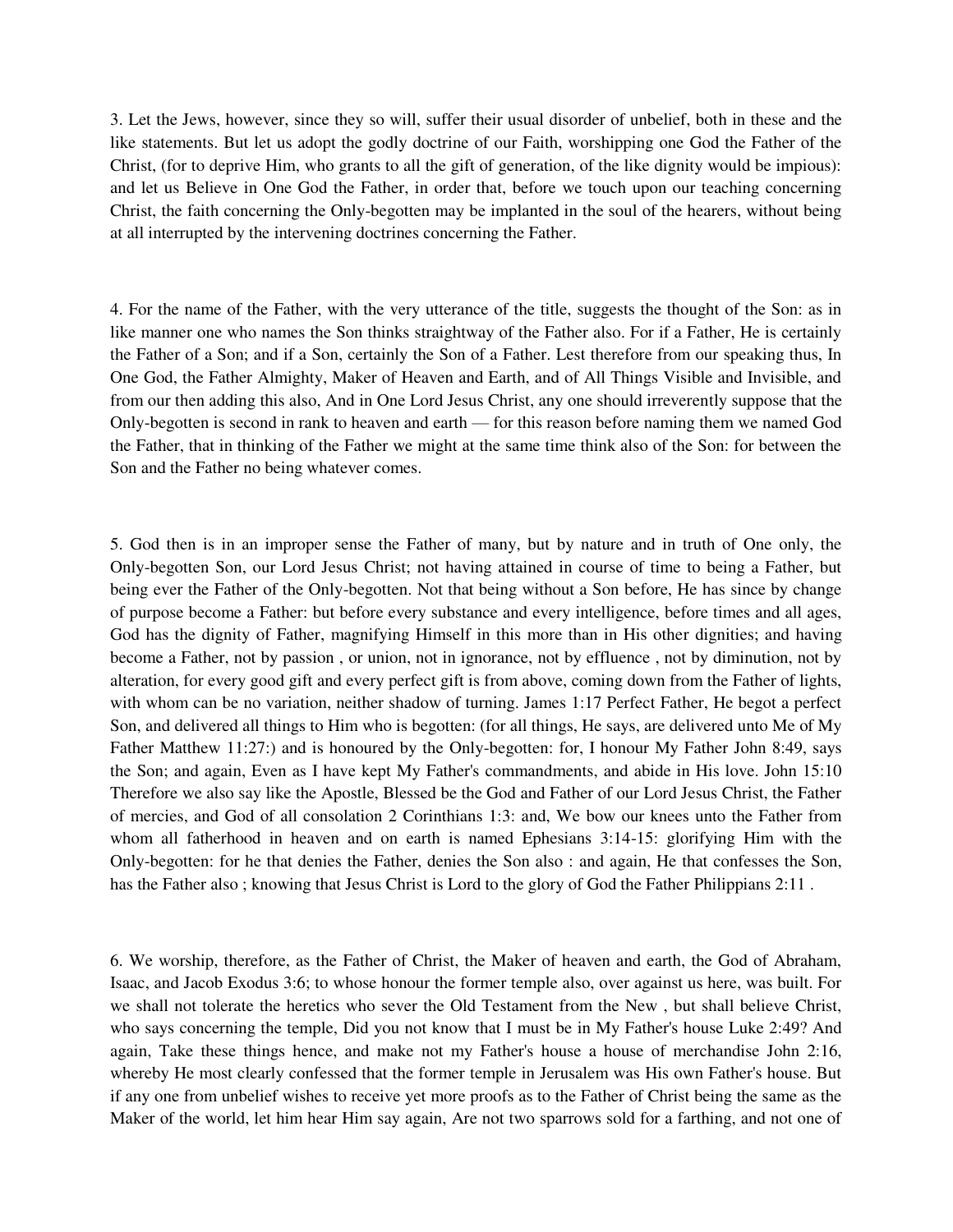3. Let the Jews, however, since they so will, suffer their usual disorder of unbelief, both in these and the like statements. But let us adopt the godly doctrine of our Faith, worshipping one God the Father of the Christ, (for to deprive Him, who grants to all the gift of generation, of the like dignity would be impious): and let us Believe in One God the Father, in order that, before we touch upon our teaching concerning Christ, the faith concerning the Only-begotten may be implanted in the soul of the hearers, without being at all interrupted by the intervening doctrines concerning the Father.

4. For the name of the Father, with the very utterance of the title, suggests the thought of the Son: as in like manner one who names the Son thinks straightway of the Father also. For if a Father, He is certainly the Father of a Son; and if a Son, certainly the Son of a Father. Lest therefore from our speaking thus, In One God, the Father Almighty, Maker of Heaven and Earth, and of All Things Visible and Invisible, and from our then adding this also, And in One Lord Jesus Christ, any one should irreverently suppose that the Only-begotten is second in rank to heaven and earth — for this reason before naming them we named God the Father, that in thinking of the Father we might at the same time think also of the Son: for between the Son and the Father no being whatever comes.

5. God then is in an improper sense the Father of many, but by nature and in truth of One only, the Only-begotten Son, our Lord Jesus Christ; not having attained in course of time to being a Father, but being ever the Father of the Only-begotten. Not that being without a Son before, He has since by change of purpose become a Father: but before every substance and every intelligence, before times and all ages, God has the dignity of Father, magnifying Himself in this more than in His other dignities; and having become a Father, not by passion , or union, not in ignorance, not by effluence , not by diminution, not by alteration, for every good gift and every perfect gift is from above, coming down from the Father of lights, with whom can be no variation, neither shadow of turning. James 1:17 Perfect Father, He begot a perfect Son, and delivered all things to Him who is begotten: (for all things, He says, are delivered unto Me of My Father Matthew 11:27:) and is honoured by the Only-begotten: for, I honour My Father John 8:49, says the Son; and again, Even as I have kept My Father's commandments, and abide in His love. John 15:10 Therefore we also say like the Apostle, Blessed be the God and Father of our Lord Jesus Christ, the Father of mercies, and God of all consolation 2 Corinthians 1:3: and, We bow our knees unto the Father from whom all fatherhood in heaven and on earth is named Ephesians 3:14-15: glorifying Him with the Only-begotten: for he that denies the Father, denies the Son also : and again, He that confesses the Son, has the Father also ; knowing that Jesus Christ is Lord to the glory of God the Father Philippians 2:11 .

6. We worship, therefore, as the Father of Christ, the Maker of heaven and earth, the God of Abraham, Isaac, and Jacob Exodus 3:6; to whose honour the former temple also, over against us here, was built. For we shall not tolerate the heretics who sever the Old Testament from the New , but shall believe Christ, who says concerning the temple, Did you not know that I must be in My Father's house Luke 2:49? And again, Take these things hence, and make not my Father's house a house of merchandise John 2:16, whereby He most clearly confessed that the former temple in Jerusalem was His own Father's house. But if any one from unbelief wishes to receive yet more proofs as to the Father of Christ being the same as the Maker of the world, let him hear Him say again, Are not two sparrows sold for a farthing, and not one of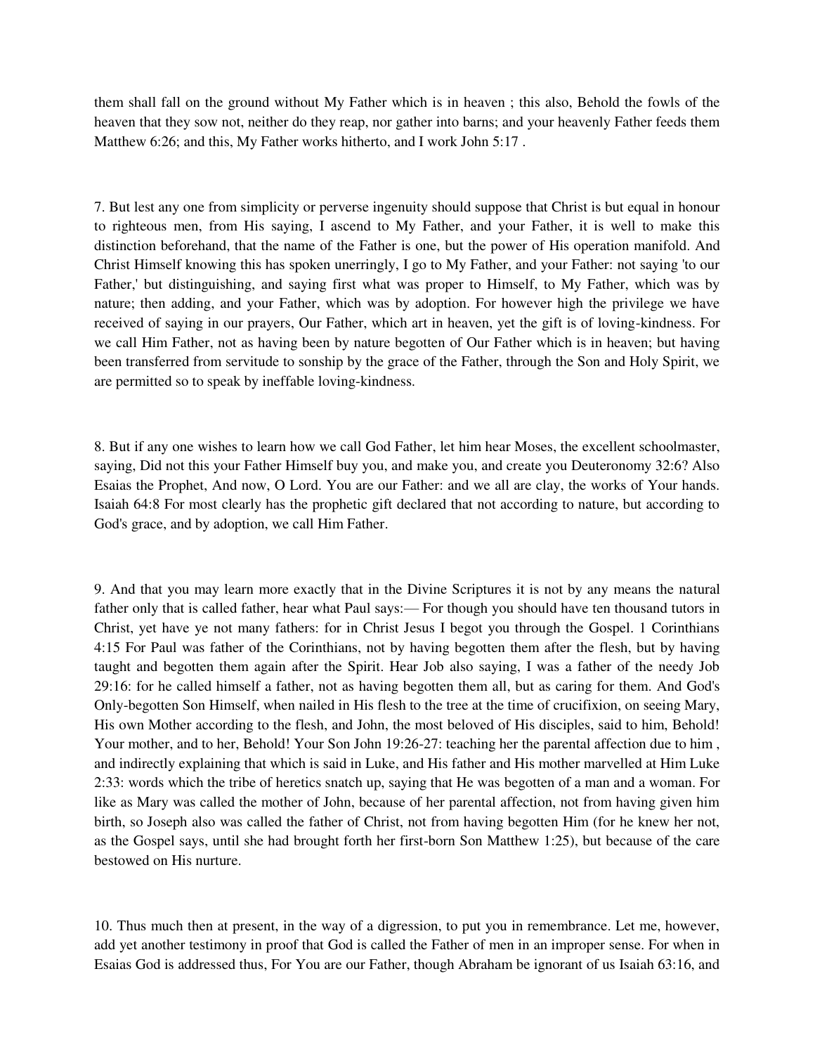them shall fall on the ground without My Father which is in heaven ; this also, Behold the fowls of the heaven that they sow not, neither do they reap, nor gather into barns; and your heavenly Father feeds them Matthew 6:26; and this, My Father works hitherto, and I work John 5:17 .

7. But lest any one from simplicity or perverse ingenuity should suppose that Christ is but equal in honour to righteous men, from His saying, I ascend to My Father, and your Father, it is well to make this distinction beforehand, that the name of the Father is one, but the power of His operation manifold. And Christ Himself knowing this has spoken unerringly, I go to My Father, and your Father: not saying 'to our Father,' but distinguishing, and saying first what was proper to Himself, to My Father, which was by nature; then adding, and your Father, which was by adoption. For however high the privilege we have received of saying in our prayers, Our Father, which art in heaven, yet the gift is of loving-kindness. For we call Him Father, not as having been by nature begotten of Our Father which is in heaven; but having been transferred from servitude to sonship by the grace of the Father, through the Son and Holy Spirit, we are permitted so to speak by ineffable loving-kindness.

8. But if any one wishes to learn how we call God Father, let him hear Moses, the excellent schoolmaster, saying, Did not this your Father Himself buy you, and make you, and create you Deuteronomy 32:6? Also Esaias the Prophet, And now, O Lord. You are our Father: and we all are clay, the works of Your hands. Isaiah 64:8 For most clearly has the prophetic gift declared that not according to nature, but according to God's grace, and by adoption, we call Him Father.

9. And that you may learn more exactly that in the Divine Scriptures it is not by any means the natural father only that is called father, hear what Paul says:— For though you should have ten thousand tutors in Christ, yet have ye not many fathers: for in Christ Jesus I begot you through the Gospel. 1 Corinthians 4:15 For Paul was father of the Corinthians, not by having begotten them after the flesh, but by having taught and begotten them again after the Spirit. Hear Job also saying, I was a father of the needy Job 29:16: for he called himself a father, not as having begotten them all, but as caring for them. And God's Only-begotten Son Himself, when nailed in His flesh to the tree at the time of crucifixion, on seeing Mary, His own Mother according to the flesh, and John, the most beloved of His disciples, said to him, Behold! Your mother, and to her, Behold! Your Son John 19:26-27: teaching her the parental affection due to him , and indirectly explaining that which is said in Luke, and His father and His mother marvelled at Him Luke 2:33: words which the tribe of heretics snatch up, saying that He was begotten of a man and a woman. For like as Mary was called the mother of John, because of her parental affection, not from having given him birth, so Joseph also was called the father of Christ, not from having begotten Him (for he knew her not, as the Gospel says, until she had brought forth her first-born Son Matthew 1:25), but because of the care bestowed on His nurture.

10. Thus much then at present, in the way of a digression, to put you in remembrance. Let me, however, add yet another testimony in proof that God is called the Father of men in an improper sense. For when in Esaias God is addressed thus, For You are our Father, though Abraham be ignorant of us Isaiah 63:16, and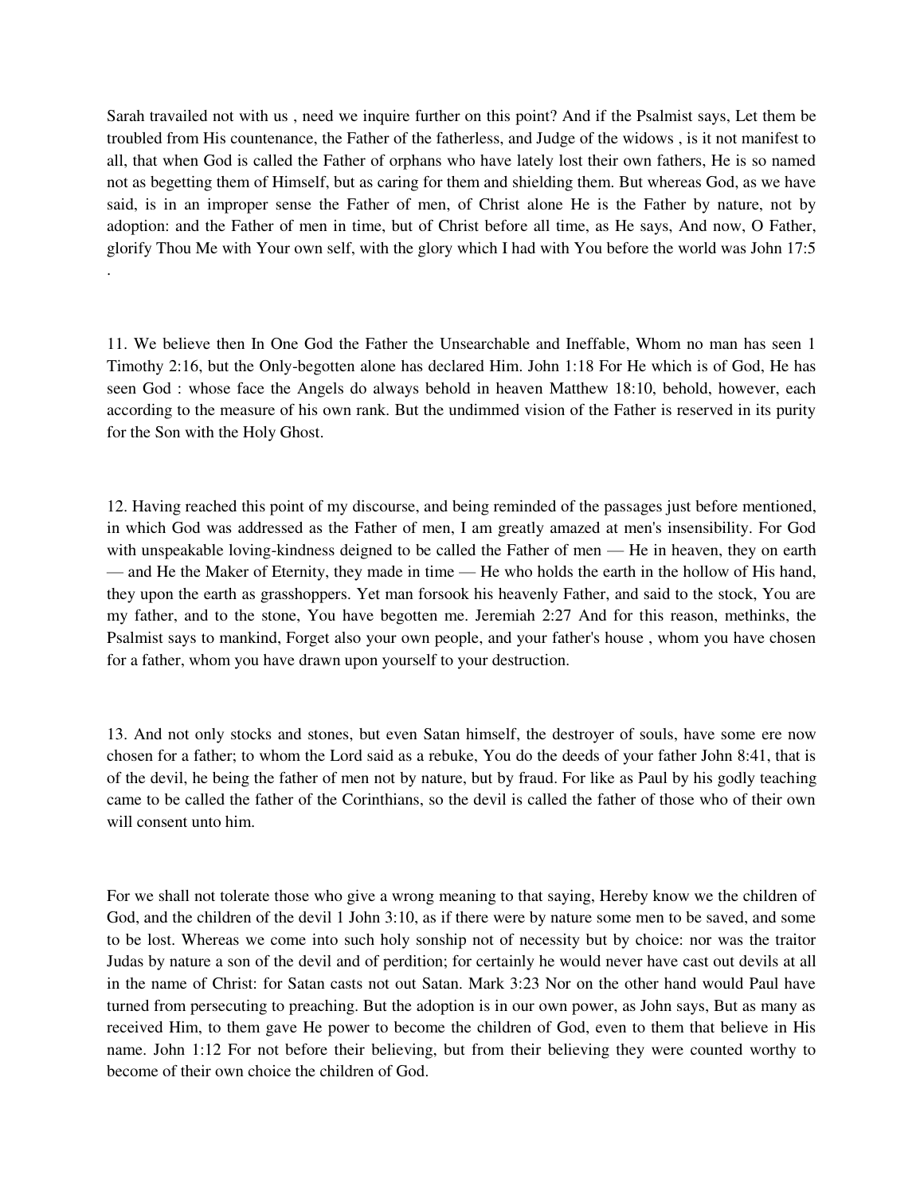Sarah travailed not with us , need we inquire further on this point? And if the Psalmist says, Let them be troubled from His countenance, the Father of the fatherless, and Judge of the widows , is it not manifest to all, that when God is called the Father of orphans who have lately lost their own fathers, He is so named not as begetting them of Himself, but as caring for them and shielding them. But whereas God, as we have said, is in an improper sense the Father of men, of Christ alone He is the Father by nature, not by adoption: and the Father of men in time, but of Christ before all time, as He says, And now, O Father, glorify Thou Me with Your own self, with the glory which I had with You before the world was John 17:5 .

11. We believe then In One God the Father the Unsearchable and Ineffable, Whom no man has seen 1 Timothy 2:16, but the Only-begotten alone has declared Him. John 1:18 For He which is of God, He has seen God : whose face the Angels do always behold in heaven Matthew 18:10, behold, however, each according to the measure of his own rank. But the undimmed vision of the Father is reserved in its purity for the Son with the Holy Ghost.

12. Having reached this point of my discourse, and being reminded of the passages just before mentioned, in which God was addressed as the Father of men, I am greatly amazed at men's insensibility. For God with unspeakable loving-kindness deigned to be called the Father of men — He in heaven, they on earth — and He the Maker of Eternity, they made in time — He who holds the earth in the hollow of His hand, they upon the earth as grasshoppers. Yet man forsook his heavenly Father, and said to the stock, You are my father, and to the stone, You have begotten me. Jeremiah 2:27 And for this reason, methinks, the Psalmist says to mankind, Forget also your own people, and your father's house , whom you have chosen for a father, whom you have drawn upon yourself to your destruction.

13. And not only stocks and stones, but even Satan himself, the destroyer of souls, have some ere now chosen for a father; to whom the Lord said as a rebuke, You do the deeds of your father John 8:41, that is of the devil, he being the father of men not by nature, but by fraud. For like as Paul by his godly teaching came to be called the father of the Corinthians, so the devil is called the father of those who of their own will consent unto him.

For we shall not tolerate those who give a wrong meaning to that saying, Hereby know we the children of God, and the children of the devil 1 John 3:10, as if there were by nature some men to be saved, and some to be lost. Whereas we come into such holy sonship not of necessity but by choice: nor was the traitor Judas by nature a son of the devil and of perdition; for certainly he would never have cast out devils at all in the name of Christ: for Satan casts not out Satan. Mark 3:23 Nor on the other hand would Paul have turned from persecuting to preaching. But the adoption is in our own power, as John says, But as many as received Him, to them gave He power to become the children of God, even to them that believe in His name. John 1:12 For not before their believing, but from their believing they were counted worthy to become of their own choice the children of God.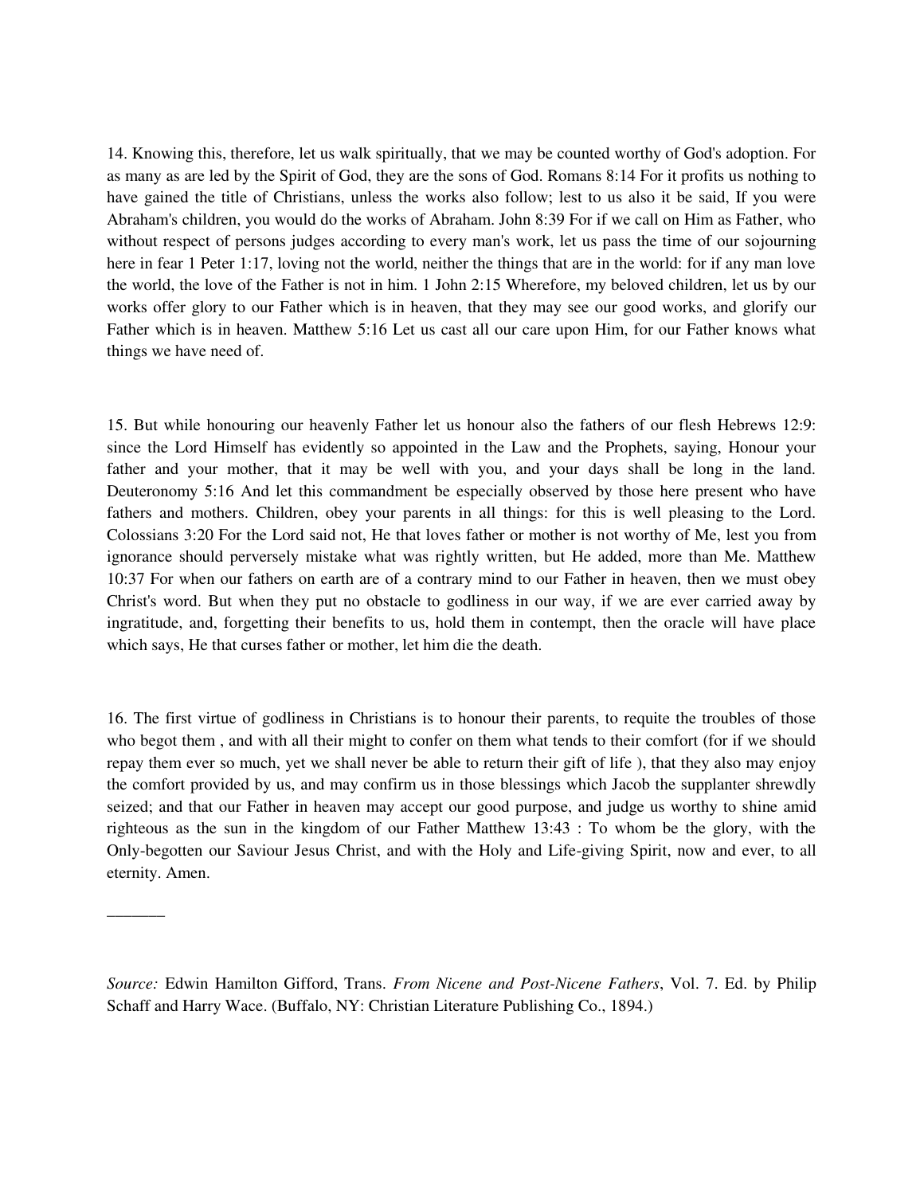14. Knowing this, therefore, let us walk spiritually, that we may be counted worthy of God's adoption. For as many as are led by the Spirit of God, they are the sons of God. Romans 8:14 For it profits us nothing to have gained the title of Christians, unless the works also follow; lest to us also it be said, If you were Abraham's children, you would do the works of Abraham. John 8:39 For if we call on Him as Father, who without respect of persons judges according to every man's work, let us pass the time of our sojourning here in fear 1 Peter 1:17, loving not the world, neither the things that are in the world: for if any man love the world, the love of the Father is not in him. 1 John 2:15 Wherefore, my beloved children, let us by our works offer glory to our Father which is in heaven, that they may see our good works, and glorify our Father which is in heaven. Matthew 5:16 Let us cast all our care upon Him, for our Father knows what things we have need of.

15. But while honouring our heavenly Father let us honour also the fathers of our flesh Hebrews 12:9: since the Lord Himself has evidently so appointed in the Law and the Prophets, saying, Honour your father and your mother, that it may be well with you, and your days shall be long in the land. Deuteronomy 5:16 And let this commandment be especially observed by those here present who have fathers and mothers. Children, obey your parents in all things: for this is well pleasing to the Lord. Colossians 3:20 For the Lord said not, He that loves father or mother is not worthy of Me, lest you from ignorance should perversely mistake what was rightly written, but He added, more than Me. Matthew 10:37 For when our fathers on earth are of a contrary mind to our Father in heaven, then we must obey Christ's word. But when they put no obstacle to godliness in our way, if we are ever carried away by ingratitude, and, forgetting their benefits to us, hold them in contempt, then the oracle will have place which says, He that curses father or mother, let him die the death.

16. The first virtue of godliness in Christians is to honour their parents, to requite the troubles of those who begot them , and with all their might to confer on them what tends to their comfort (for if we should repay them ever so much, yet we shall never be able to return their gift of life ), that they also may enjoy the comfort provided by us, and may confirm us in those blessings which Jacob the supplanter shrewdly seized; and that our Father in heaven may accept our good purpose, and judge us worthy to shine amid righteous as the sun in the kingdom of our Father Matthew 13:43 : To whom be the glory, with the Only-begotten our Saviour Jesus Christ, and with the Holy and Life-giving Spirit, now and ever, to all eternity. Amen.

_______

*Source:* Edwin Hamilton Gifford, Trans. *From Nicene and Post-Nicene Fathers*, Vol. 7. Ed. by Philip Schaff and Harry Wace. (Buffalo, NY: Christian Literature Publishing Co., 1894.)